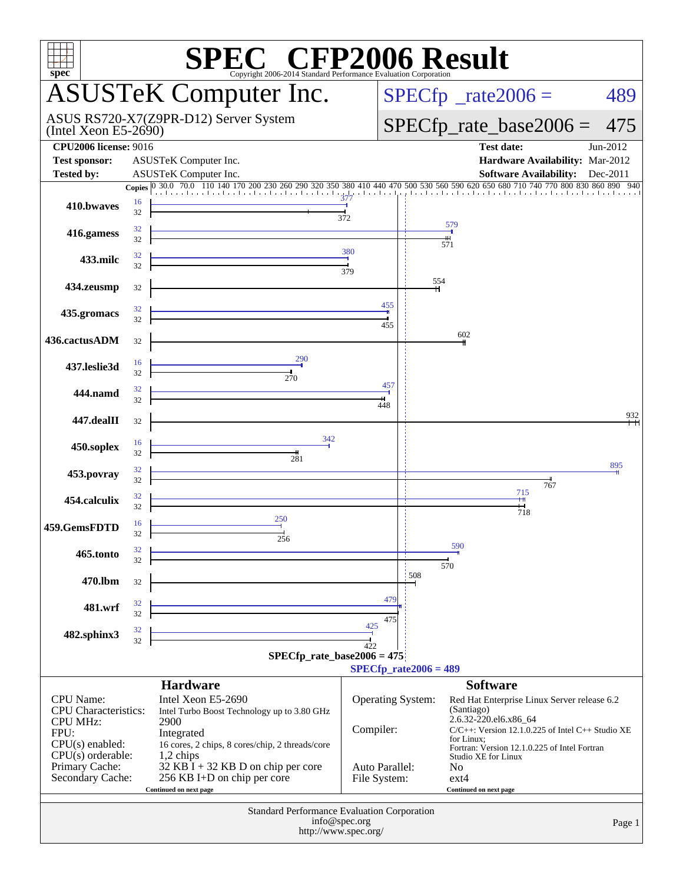# SPEC CFP2006 Result

Copyright 2006-2014 Standard Performance Evaluation Corporation

## ASUSTeK Computer Inc.

ASUS RS720-X7(Z9PR-D12) Server System
(Intel Xeon E5-2690)

SPECfp_rate2006 = 489

SPECfp_rate_base2006 = 475

| | | | |
|---|---|---|---|
| **CPU2006 license:** 9016 | | **Test date:** | Jun-2012 |
| **Test sponsor:** | ASUSTeK Computer Inc. | **Hardware Availability:** | Mar-2012 |
| **Tested by:** | ASUSTeK Computer Inc. | **Software Availability:** | Dec-2011 |

| Benchmark | Copies (peak) | Peak | Copies (base) | Base |
|---|---|---|---|---|
| 410.bwaves | 16 | 377 | 32 | 372 |
| 416.gamess | 32 | 579 | 32 | 571 |
| 433.milc | 32 | 380 | 32 | 379 |
| 434.zeusmp | | | 32 | 554 |
| 435.gromacs | 32 | 455 | 32 | 455 |
| 436.cactusADM | | | 32 | 602 |
| 437.leslie3d | 16 | 290 | 32 | 270 |
| 444.namd | 32 | 457 | 32 | 448 |
| 447.dealII | | | 32 | 932 |
| 450.soplex | 16 | 342 | 32 | 281 |
| 453.povray | 32 | 895 | 32 | 767 |
| 454.calculix | 32 | 715 | 32 | 718 |
| 459.GemsFDTD | 16 | 250 | 32 | 256 |
| 465.tonto | 32 | 590 | 32 | 570 |
| 470.lbm | | | 32 | 508 |
| 481.wrf | 32 | 479 | 32 | 475 |
| 482.sphinx3 | 32 | 425 | 32 | 422 |

SPECfp_rate_base2006 = 475

SPECfp_rate2006 = 489

### Hardware

| | |
|---|---|
| CPU Name: | Intel Xeon E5-2690 |
| CPU Characteristics: | Intel Turbo Boost Technology up to 3.80 GHz |
| CPU MHz: | 2900 |
| FPU: | Integrated |
| CPU(s) enabled: | 16 cores, 2 chips, 8 cores/chip, 2 threads/core |
| CPU(s) orderable: | 1,2 chips |
| Primary Cache: | 32 KB I + 32 KB D on chip per core |
| Secondary Cache: | 256 KB I+D on chip per core |

Continued on next page

### Software

| | |
|---|---|
| Operating System: | Red Hat Enterprise Linux Server release 6.2 (Santiago) 2.6.32-220.el6.x86_64 |
| Compiler: | C/C++: Version 12.1.0.225 of Intel C++ Studio XE for Linux; Fortran: Version 12.1.0.225 of Intel Fortran Studio XE for Linux |
| Auto Parallel: | No |
| File System: | ext4 |

Continued on next page

Standard Performance Evaluation Corporation
info@spec.org
http://www.spec.org/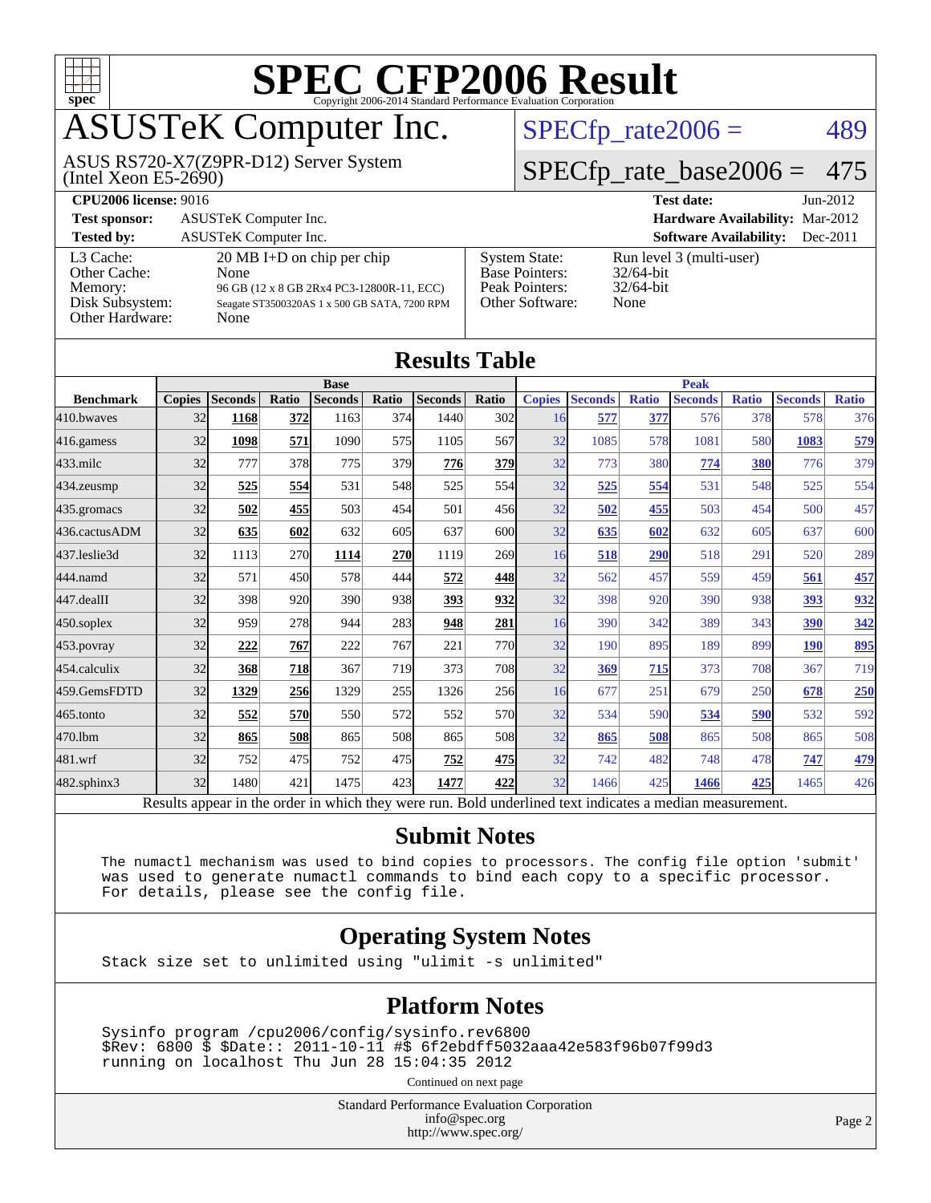# SPEC CFP2006 Result

Copyright 2006-2014 Standard Performance Evaluation Corporation

# ASUSTeK Computer Inc.

ASUS RS720-X7(Z9PR-D12) Server System (Intel Xeon E5-2690)

SPECfp_rate2006 = 489

SPECfp_rate_base2006 = 475

| | | | |
|---|---|---|---|
| **CPU2006 license:** 9016 | | **Test date:** | Jun-2012 |
| **Test sponsor:** | ASUSTeK Computer Inc. | **Hardware Availability:** | Mar-2012 |
| **Tested by:** | ASUSTeK Computer Inc. | **Software Availability:** | Dec-2011 |

| | |
|---|---|
| L3 Cache: | 20 MB I+D on chip per chip |
| Other Cache: | None |
| Memory: | 96 GB (12 x 8 GB 2Rx4 PC3-12800R-11, ECC) |
| Disk Subsystem: | Seagate ST3500320AS 1 x 500 GB SATA, 7200 RPM |
| Other Hardware: | None |

| | |
|---|---|
| System State: | Run level 3 (multi-user) |
| Base Pointers: | 32/64-bit |
| Peak Pointers: | 32/64-bit |
| Other Software: | None |

## Results Table

| | Base | | | | | | | Peak | | | | | | |
|---|---|---|---|---|---|---|---|---|---|---|---|---|---|---|
| **Benchmark** | **Copies** | **Seconds** | **Ratio** | **Seconds** | **Ratio** | **Seconds** | **Ratio** | **Copies** | **Seconds** | **Ratio** | **Seconds** | **Ratio** | **Seconds** | **Ratio** |
| 410.bwaves | 32 | **1168** | **372** | 1163 | 374 | 1440 | 302 | 16 | **577** | **377** | 576 | 378 | 578 | 376 |
| 416.gamess | 32 | **1098** | **571** | 1090 | 575 | 1105 | 567 | 32 | 1085 | 578 | 1081 | 580 | **1083** | **579** |
| 433.milc | 32 | 777 | 378 | 775 | 379 | **776** | **379** | 32 | 773 | 380 | **774** | **380** | 776 | 379 |
| 434.zeusmp | 32 | **525** | **554** | 531 | 548 | 525 | 554 | 32 | **525** | **554** | 531 | 548 | 525 | 554 |
| 435.gromacs | 32 | **502** | **455** | 503 | 454 | 501 | 456 | 32 | **502** | **455** | 503 | 454 | 500 | 457 |
| 436.cactusADM | 32 | **635** | **602** | 632 | 605 | 637 | 600 | 32 | **635** | **602** | 632 | 605 | 637 | 600 |
| 437.leslie3d | 32 | 1113 | 270 | **1114** | **270** | 1119 | 269 | 16 | **518** | **290** | 518 | 291 | 520 | 289 |
| 444.namd | 32 | 571 | 450 | 578 | 444 | **572** | **448** | 32 | 562 | 457 | 559 | 459 | **561** | **457** |
| 447.dealII | 32 | 398 | 920 | 390 | 938 | **393** | **932** | 32 | 398 | 920 | 390 | 938 | **393** | **932** |
| 450.soplex | 32 | 959 | 278 | 944 | 283 | **948** | **281** | 16 | 390 | 342 | 389 | 343 | **390** | **342** |
| 453.povray | 32 | **222** | **767** | 222 | 767 | 221 | 770 | 32 | 190 | 895 | 189 | 899 | **190** | **895** |
| 454.calculix | 32 | **368** | **718** | 367 | 719 | 373 | 708 | 32 | **369** | **715** | 373 | 708 | 367 | 719 |
| 459.GemsFDTD | 32 | **1329** | **256** | 1329 | 255 | 1326 | 256 | 16 | 677 | 251 | 679 | 250 | **678** | **250** |
| 465.tonto | 32 | **552** | **570** | 550 | 572 | 552 | 570 | 32 | 534 | 590 | **534** | **590** | 532 | 592 |
| 470.lbm | 32 | **865** | **508** | 865 | 508 | 865 | 508 | 32 | **865** | **508** | 865 | 508 | 865 | 508 |
| 481.wrf | 32 | 752 | 475 | 752 | 475 | **752** | **475** | 32 | 742 | 482 | 748 | 478 | **747** | **479** |
| 482.sphinx3 | 32 | 1480 | 421 | 1475 | 423 | **1477** | **422** | 32 | 1466 | 425 | **1466** | **425** | 1465 | 426 |

Results appear in the order in which they were run. Bold underlined text indicates a median measurement.

## Submit Notes

```
The numactl mechanism was used to bind copies to processors. The config file option 'submit'
was used to generate numactl commands to bind each copy to a specific processor.
For details, please see the config file.
```

## Operating System Notes

```
Stack size set to unlimited using "ulimit -s unlimited"
```

## Platform Notes

```
Sysinfo program /cpu2006/config/sysinfo.rev6800
$Rev: 6800 $ $Date:: 2011-10-11 #$ 6f2ebdff5032aaa42e583f96b07f99d3
running on localhost Thu Jun 28 15:04:35 2012
```

Continued on next page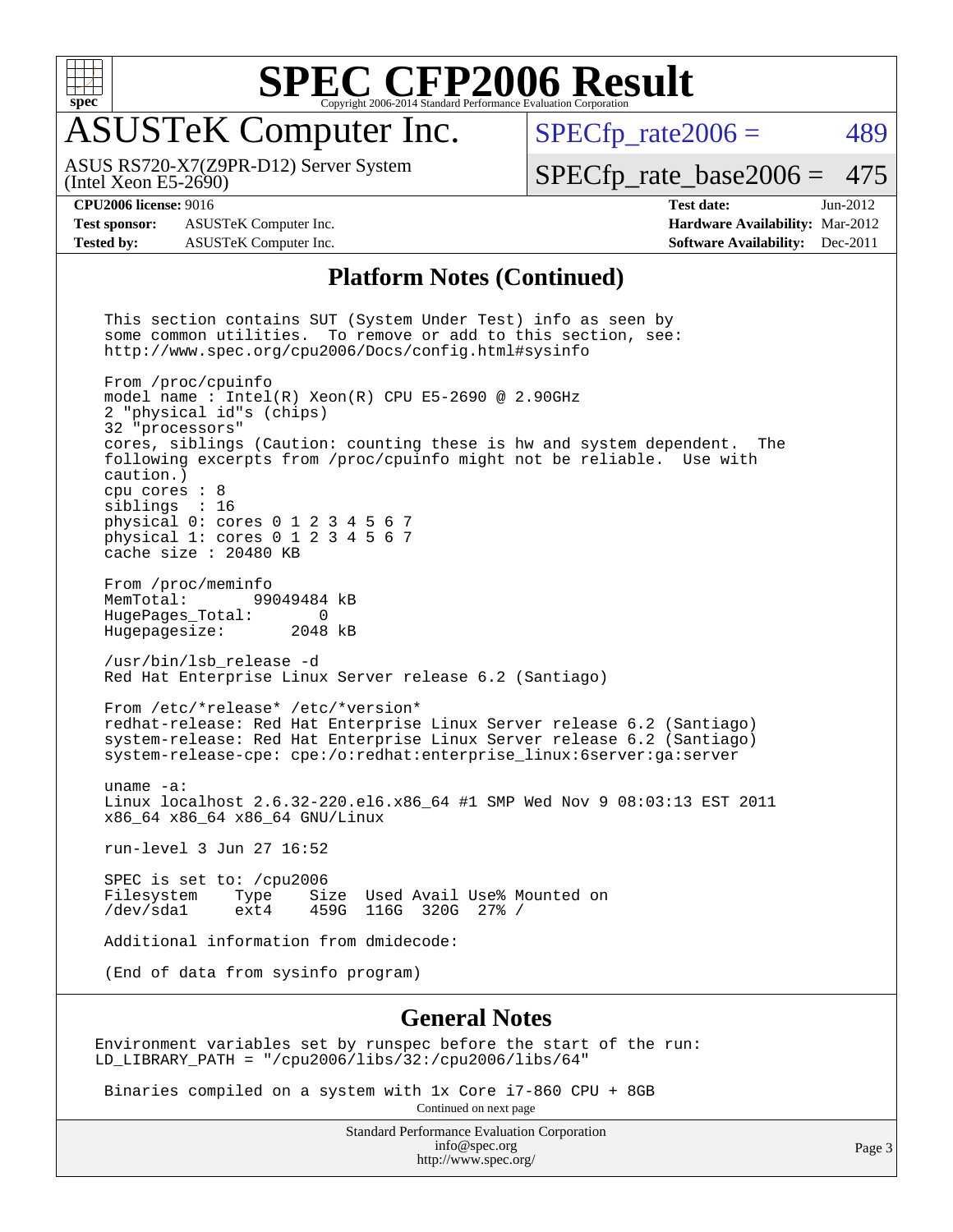# SPEC CFP2006 Result

Copyright 2006-2014 Standard Performance Evaluation Corporation

## ASUSTeK Computer Inc.

ASUS RS720-X7(Z9PR-D12) Server System
(Intel Xeon E5-2690)

SPECfp_rate2006 = 489

SPECfp_rate_base2006 = 475

**CPU2006 license:** 9016
**Test sponsor:** ASUSTeK Computer Inc.
**Tested by:** ASUSTeK Computer Inc.

**Test date:** Jun-2012
**Hardware Availability:** Mar-2012
**Software Availability:** Dec-2011

## Platform Notes (Continued)

```
This section contains SUT (System Under Test) info as seen by
some common utilities.  To remove or add to this section, see:
http://www.spec.org/cpu2006/Docs/config.html#sysinfo

From /proc/cpuinfo
model name : Intel(R) Xeon(R) CPU E5-2690 @ 2.90GHz
2 "physical id"s (chips)
32 "processors"
cores, siblings (Caution: counting these is hw and system dependent.  The
following excerpts from /proc/cpuinfo might not be reliable.  Use with
caution.)
cpu cores : 8
siblings  : 16
physical 0: cores 0 1 2 3 4 5 6 7
physical 1: cores 0 1 2 3 4 5 6 7
cache size : 20480 KB

From /proc/meminfo
MemTotal:       99049484 kB
HugePages_Total:       0
Hugepagesize:       2048 kB

/usr/bin/lsb_release -d
Red Hat Enterprise Linux Server release 6.2 (Santiago)

From /etc/*release* /etc/*version*
redhat-release: Red Hat Enterprise Linux Server release 6.2 (Santiago)
system-release: Red Hat Enterprise Linux Server release 6.2 (Santiago)
system-release-cpe: cpe:/o:redhat:enterprise_linux:6server:ga:server

uname -a:
Linux localhost 2.6.32-220.el6.x86_64 #1 SMP Wed Nov 9 08:03:13 EST 2011
x86_64 x86_64 x86_64 GNU/Linux

run-level 3 Jun 27 16:52

SPEC is set to: /cpu2006
Filesystem    Type    Size  Used Avail Use% Mounted on
/dev/sda1     ext4    459G  116G  320G  27% /

Additional information from dmidecode:

(End of data from sysinfo program)
```

## General Notes

```
Environment variables set by runspec before the start of the run:
LD_LIBRARY_PATH = "/cpu2006/libs/32:/cpu2006/libs/64"

 Binaries compiled on a system with 1x Core i7-860 CPU + 8GB
```

Continued on next page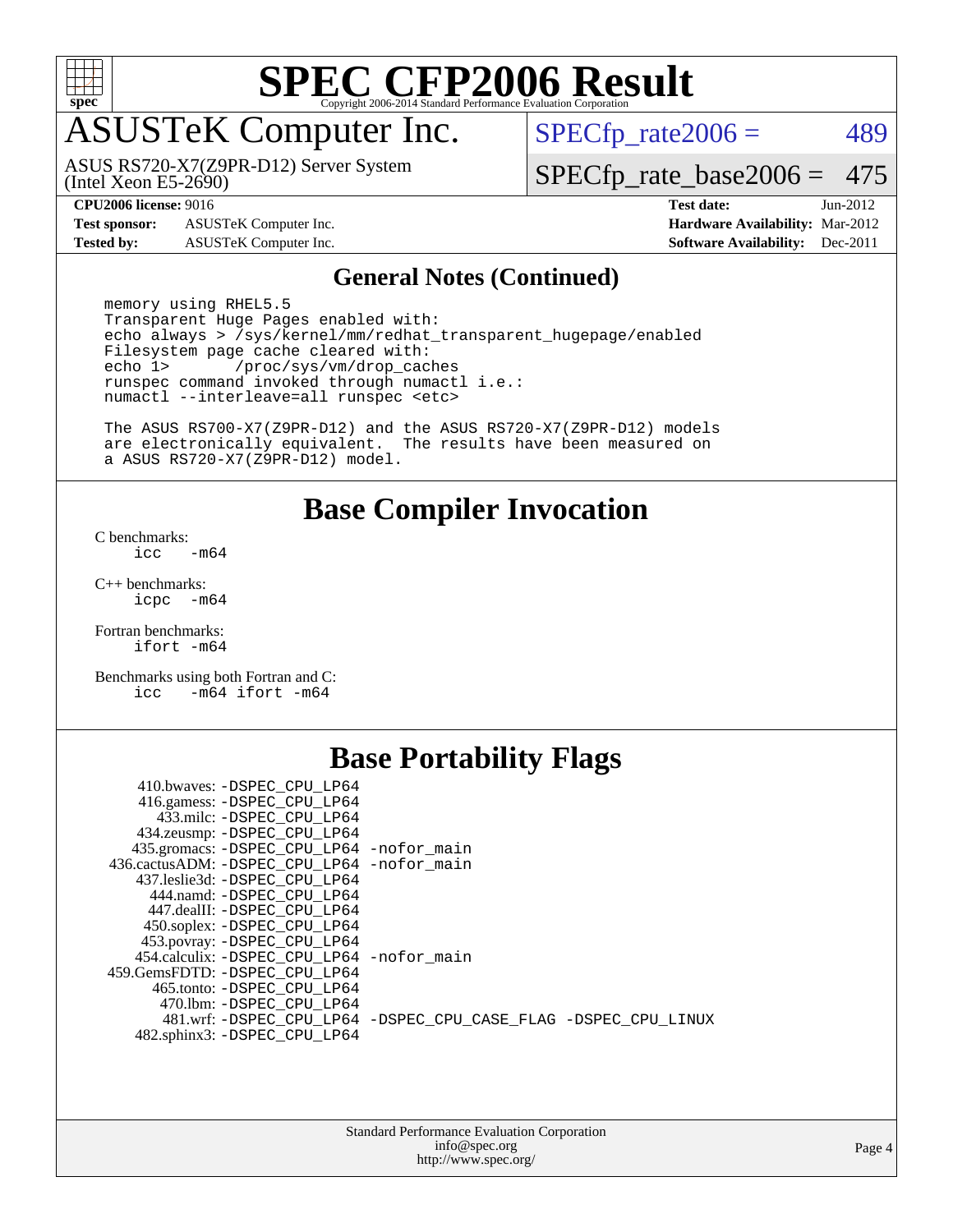# SPEC CFP2006 Result

Copyright 2006-2014 Standard Performance Evaluation Corporation

## ASUSTeK Computer Inc.

ASUS RS720-X7(Z9PR-D12) Server System (Intel Xeon E5-2690)

SPECfp_rate2006 = 489

SPECfp_rate_base2006 = 475

| | | | |
|---|---|---|---|
| **CPU2006 license:** 9016 | | **Test date:** | Jun-2012 |
| **Test sponsor:** | ASUSTeK Computer Inc. | **Hardware Availability:** | Mar-2012 |
| **Tested by:** | ASUSTeK Computer Inc. | **Software Availability:** | Dec-2011 |

### General Notes (Continued)

```
memory using RHEL5.5
Transparent Huge Pages enabled with:
echo always > /sys/kernel/mm/redhat_transparent_hugepage/enabled
Filesystem page cache cleared with:
echo 1>       /proc/sys/vm/drop_caches
runspec command invoked through numactl i.e.:
numactl --interleave=all runspec <etc>

The ASUS RS700-X7(Z9PR-D12) and the ASUS RS720-X7(Z9PR-D12) models
are electronically equivalent.  The results have been measured on
a ASUS RS720-X7(Z9PR-D12) model.
```

## Base Compiler Invocation

C benchmarks:
```
icc   -m64
```

C++ benchmarks:
```
icpc  -m64
```

Fortran benchmarks:
```
ifort -m64
```

Benchmarks using both Fortran and C:
```
icc   -m64 ifort -m64
```

## Base Portability Flags

```
     410.bwaves: -DSPEC_CPU_LP64
     416.gamess: -DSPEC_CPU_LP64
       433.milc: -DSPEC_CPU_LP64
     434.zeusmp: -DSPEC_CPU_LP64
    435.gromacs: -DSPEC_CPU_LP64 -nofor_main
 436.cactusADM: -DSPEC_CPU_LP64 -nofor_main
    437.leslie3d: -DSPEC_CPU_LP64
      444.namd: -DSPEC_CPU_LP64
     447.dealII: -DSPEC_CPU_LP64
     450.soplex: -DSPEC_CPU_LP64
     453.povray: -DSPEC_CPU_LP64
   454.calculix: -DSPEC_CPU_LP64 -nofor_main
  459.GemsFDTD: -DSPEC_CPU_LP64
      465.tonto: -DSPEC_CPU_LP64
        470.lbm: -DSPEC_CPU_LP64
        481.wrf: -DSPEC_CPU_LP64 -DSPEC_CPU_CASE_FLAG -DSPEC_CPU_LINUX
    482.sphinx3: -DSPEC_CPU_LP64
```

Standard Performance Evaluation Corporation
info@spec.org
http://www.spec.org/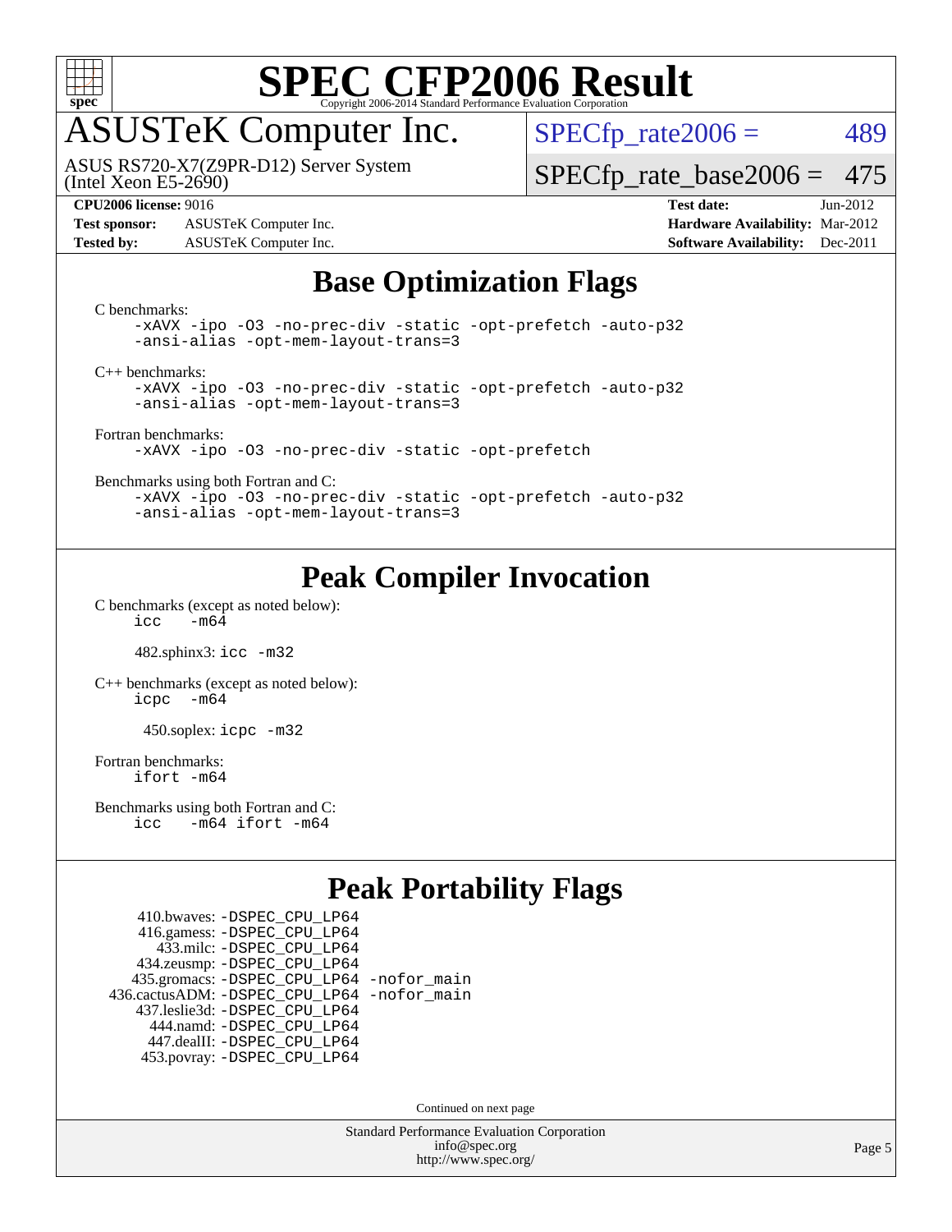# SPEC CFP2006 Result

Copyright 2006-2014 Standard Performance Evaluation Corporation

## ASUSTeK Computer Inc.

ASUS RS720-X7(Z9PR-D12) Server System
(Intel Xeon E5-2690)

SPECfp_rate2006 = 489

SPECfp_rate_base2006 = 475

**CPU2006 license:** 9016
**Test sponsor:** ASUSTeK Computer Inc.
**Tested by:** ASUSTeK Computer Inc.

**Test date:** Jun-2012
**Hardware Availability:** Mar-2012
**Software Availability:** Dec-2011

## Base Optimization Flags

C benchmarks:
```
-xAVX -ipo -O3 -no-prec-div -static -opt-prefetch -auto-p32
-ansi-alias -opt-mem-layout-trans=3
```

C++ benchmarks:
```
-xAVX -ipo -O3 -no-prec-div -static -opt-prefetch -auto-p32
-ansi-alias -opt-mem-layout-trans=3
```

Fortran benchmarks:
```
-xAVX -ipo -O3 -no-prec-div -static -opt-prefetch
```

Benchmarks using both Fortran and C:
```
-xAVX -ipo -O3 -no-prec-div -static -opt-prefetch -auto-p32
-ansi-alias -opt-mem-layout-trans=3
```

## Peak Compiler Invocation

C benchmarks (except as noted below):
```
icc   -m64
```

482.sphinx3: `icc -m32`

C++ benchmarks (except as noted below):
```
icpc  -m64
```

450.soplex: `icpc -m32`

Fortran benchmarks:
```
ifort -m64
```

Benchmarks using both Fortran and C:
```
icc   -m64 ifort -m64
```

## Peak Portability Flags

410.bwaves: -DSPEC_CPU_LP64
416.gamess: -DSPEC_CPU_LP64
433.milc: -DSPEC_CPU_LP64
434.zeusmp: -DSPEC_CPU_LP64
435.gromacs: -DSPEC_CPU_LP64 -nofor_main
436.cactusADM: -DSPEC_CPU_LP64 -nofor_main
437.leslie3d: -DSPEC_CPU_LP64
444.namd: -DSPEC_CPU_LP64
447.dealII: -DSPEC_CPU_LP64
453.povray: -DSPEC_CPU_LP64

Continued on next page

Standard Performance Evaluation Corporation
info@spec.org
http://www.spec.org/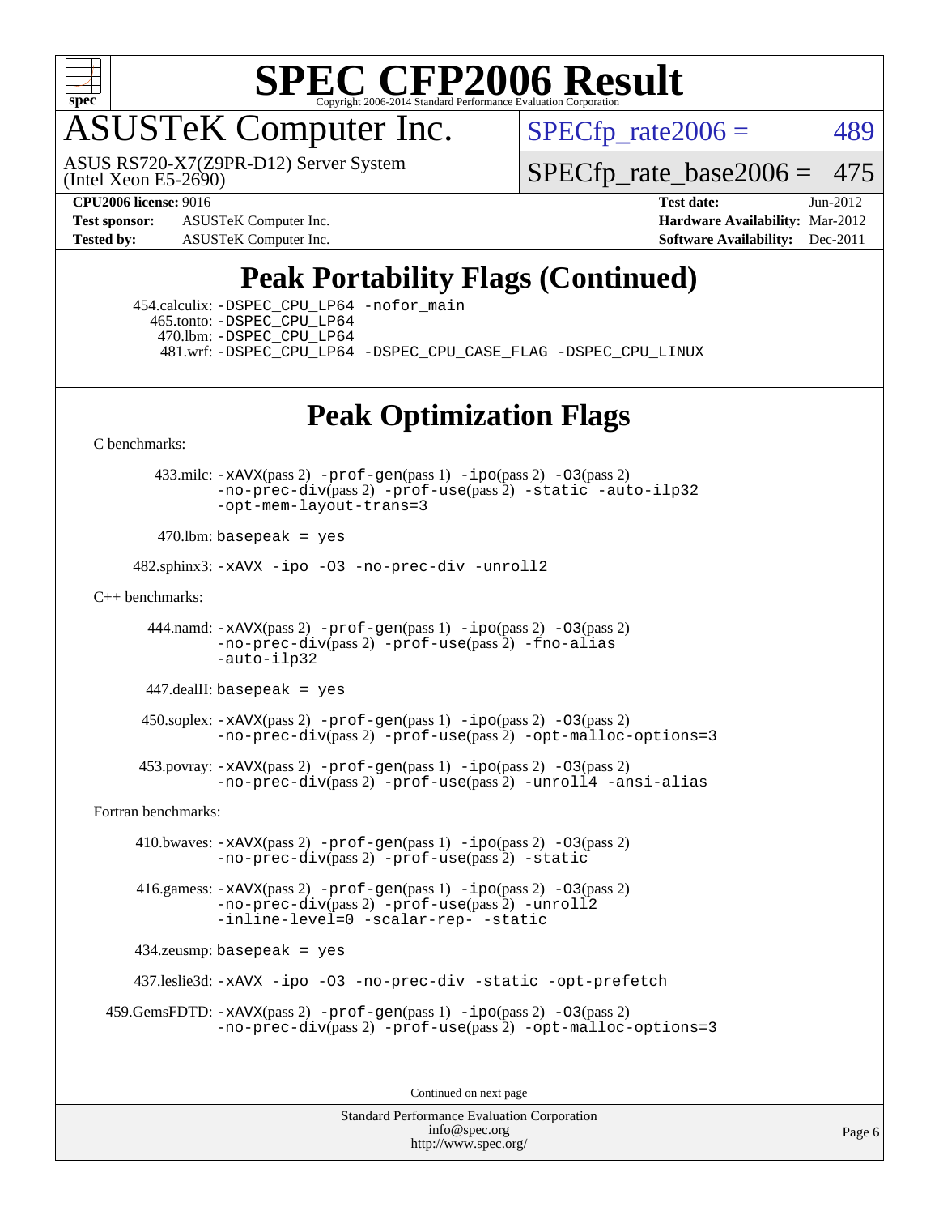# SPEC CFP2006 Result

Copyright 2006-2014 Standard Performance Evaluation Corporation

# ASUSTeK Computer Inc.

ASUS RS720-X7(Z9PR-D12) Server System
(Intel Xeon E5-2690)

SPECfp_rate2006 = 489

SPECfp_rate_base2006 = 475

**CPU2006 license:** 9016
**Test sponsor:** ASUSTeK Computer Inc.
**Tested by:** ASUSTeK Computer Inc.

**Test date:** Jun-2012
**Hardware Availability:** Mar-2012
**Software Availability:** Dec-2011

## Peak Portability Flags (Continued)

454.calculix: -DSPEC_CPU_LP64 -nofor_main
465.tonto: -DSPEC_CPU_LP64
470.lbm: -DSPEC_CPU_LP64
481.wrf: -DSPEC_CPU_LP64 -DSPEC_CPU_CASE_FLAG -DSPEC_CPU_LINUX

## Peak Optimization Flags

C benchmarks:

433.milc: -xAVX(pass 2) -prof-gen(pass 1) -ipo(pass 2) -O3(pass 2) -no-prec-div(pass 2) -prof-use(pass 2) -static -auto-ilp32 -opt-mem-layout-trans=3

470.lbm: basepeak = yes

482.sphinx3: -xAVX -ipo -O3 -no-prec-div -unroll2

C++ benchmarks:

444.namd: -xAVX(pass 2) -prof-gen(pass 1) -ipo(pass 2) -O3(pass 2) -no-prec-div(pass 2) -prof-use(pass 2) -fno-alias -auto-ilp32

447.dealII: basepeak = yes

450.soplex: -xAVX(pass 2) -prof-gen(pass 1) -ipo(pass 2) -O3(pass 2) -no-prec-div(pass 2) -prof-use(pass 2) -opt-malloc-options=3

453.povray: -xAVX(pass 2) -prof-gen(pass 1) -ipo(pass 2) -O3(pass 2) -no-prec-div(pass 2) -prof-use(pass 2) -unroll4 -ansi-alias

Fortran benchmarks:

410.bwaves: -xAVX(pass 2) -prof-gen(pass 1) -ipo(pass 2) -O3(pass 2) -no-prec-div(pass 2) -prof-use(pass 2) -static

416.gamess: -xAVX(pass 2) -prof-gen(pass 1) -ipo(pass 2) -O3(pass 2) -no-prec-div(pass 2) -prof-use(pass 2) -unroll2 -inline-level=0 -scalar-rep- -static

434.zeusmp: basepeak = yes

437.leslie3d: -xAVX -ipo -O3 -no-prec-div -static -opt-prefetch

459.GemsFDTD: -xAVX(pass 2) -prof-gen(pass 1) -ipo(pass 2) -O3(pass 2) -no-prec-div(pass 2) -prof-use(pass 2) -opt-malloc-options=3

Continued on next page

Standard Performance Evaluation Corporation
info@spec.org
http://www.spec.org/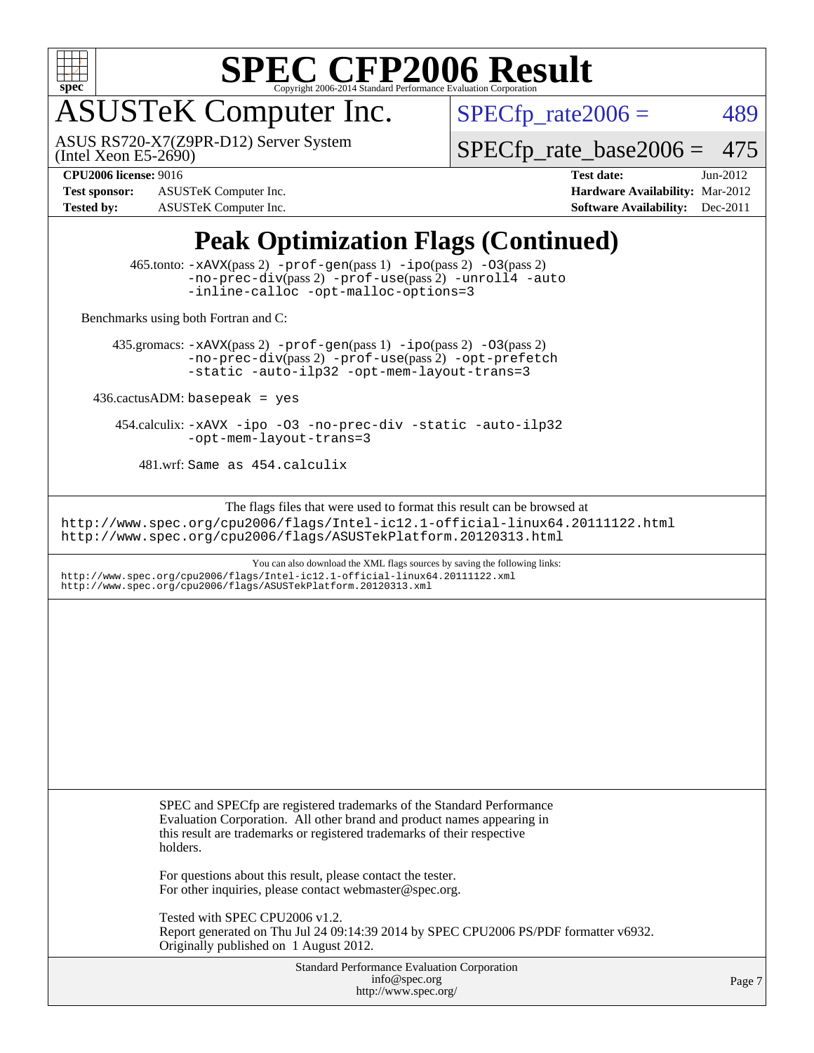# SPEC CFP2006 Result

Copyright 2006-2014 Standard Performance Evaluation Corporation

## ASUSTeK Computer Inc.

ASUS RS720-X7(Z9PR-D12) Server System
(Intel Xeon E5-2690)

SPECfp_rate2006 = 489

SPECfp_rate_base2006 = 475

**CPU2006 license:** 9016 **Test date:** Jun-2012

**Test sponsor:** ASUSTeK Computer Inc. **Hardware Availability:** Mar-2012

**Tested by:** ASUSTeK Computer Inc. **Software Availability:** Dec-2011

## Peak Optimization Flags (Continued)

465.tonto: -xAVX(pass 2) -prof-gen(pass 1) -ipo(pass 2) -O3(pass 2) -no-prec-div(pass 2) -prof-use(pass 2) -unroll4 -auto -inline-calloc -opt-malloc-options=3

Benchmarks using both Fortran and C:

435.gromacs: -xAVX(pass 2) -prof-gen(pass 1) -ipo(pass 2) -O3(pass 2) -no-prec-div(pass 2) -prof-use(pass 2) -opt-prefetch -static -auto-ilp32 -opt-mem-layout-trans=3

436.cactusADM: basepeak = yes

454.calculix: -xAVX -ipo -O3 -no-prec-div -static -auto-ilp32 -opt-mem-layout-trans=3

481.wrf: Same as 454.calculix

The flags files that were used to format this result can be browsed at
http://www.spec.org/cpu2006/flags/Intel-ic12.1-official-linux64.20111122.html
http://www.spec.org/cpu2006/flags/ASUSTekPlatform.20120313.html

You can also download the XML flags sources by saving the following links:
http://www.spec.org/cpu2006/flags/Intel-ic12.1-official-linux64.20111122.xml
http://www.spec.org/cpu2006/flags/ASUSTekPlatform.20120313.xml

SPEC and SPECfp are registered trademarks of the Standard Performance Evaluation Corporation. All other brand and product names appearing in this result are trademarks or registered trademarks of their respective holders.

For questions about this result, please contact the tester.
For other inquiries, please contact webmaster@spec.org.

Tested with SPEC CPU2006 v1.2.
Report generated on Thu Jul 24 09:14:39 2014 by SPEC CPU2006 PS/PDF formatter v6932.
Originally published on 1 August 2012.

Standard Performance Evaluation Corporation
info@spec.org
http://www.spec.org/